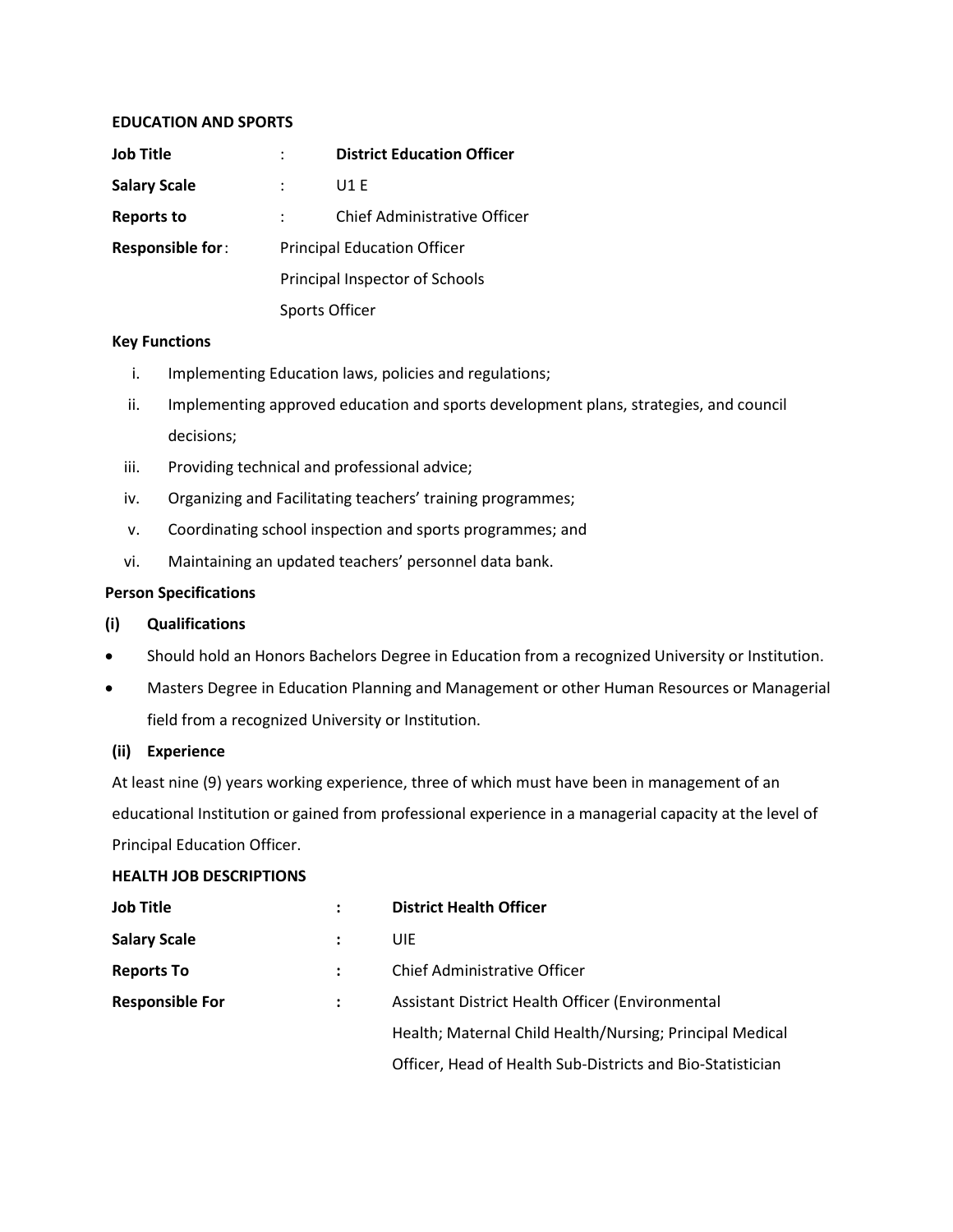**EDUCATION AND SPORTS**

**Job Title** : **District Education Officer**

**Salary Scale** : U1 E

**Reports to** : Chief Administrative Officer

**Responsible for**: Principal Education Officer
Principal Inspector of Schools
Sports Officer

**Key Functions**

- i. Implementing Education laws, policies and regulations;
- ii. Implementing approved education and sports development plans, strategies, and council decisions;
- iii. Providing technical and professional advice;
- iv. Organizing and Facilitating teachers' training programmes;
- v. Coordinating school inspection and sports programmes; and
- vi. Maintaining an updated teachers' personnel data bank.

**Person Specifications**

**(i) Qualifications**

- Should hold an Honors Bachelors Degree in Education from a recognized University or Institution.
- Masters Degree in Education Planning and Management or other Human Resources or Managerial field from a recognized University or Institution.

**(ii) Experience**

At least nine (9) years working experience, three of which must have been in management of an educational Institution or gained from professional experience in a managerial capacity at the level of Principal Education Officer.

**HEALTH JOB DESCRIPTIONS**

**Job Title** **:** **District Health Officer**

**Salary Scale** **:** UIE

**Reports To** **:** Chief Administrative Officer

**Responsible For** **:** Assistant District Health Officer (Environmental Health; Maternal Child Health/Nursing; Principal Medical Officer, Head of Health Sub-Districts and Bio-Statistician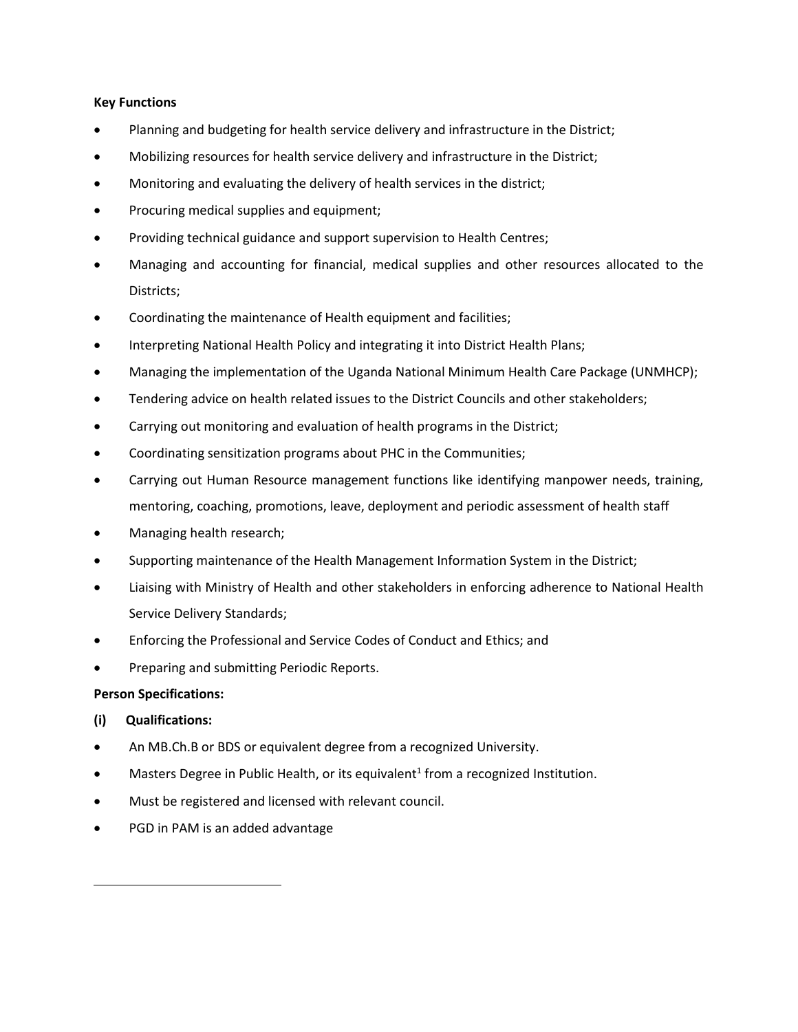**Key Functions**

- Planning and budgeting for health service delivery and infrastructure in the District;
- Mobilizing resources for health service delivery and infrastructure in the District;
- Monitoring and evaluating the delivery of health services in the district;
- Procuring medical supplies and equipment;
- Providing technical guidance and support supervision to Health Centres;
- Managing and accounting for financial, medical supplies and other resources allocated to the Districts;
- Coordinating the maintenance of Health equipment and facilities;
- Interpreting National Health Policy and integrating it into District Health Plans;
- Managing the implementation of the Uganda National Minimum Health Care Package (UNMHCP);
- Tendering advice on health related issues to the District Councils and other stakeholders;
- Carrying out monitoring and evaluation of health programs in the District;
- Coordinating sensitization programs about PHC in the Communities;
- Carrying out Human Resource management functions like identifying manpower needs, training, mentoring, coaching, promotions, leave, deployment and periodic assessment of health staff
- Managing health research;
- Supporting maintenance of the Health Management Information System in the District;
- Liaising with Ministry of Health and other stakeholders in enforcing adherence to National Health Service Delivery Standards;
- Enforcing the Professional and Service Codes of Conduct and Ethics; and
- Preparing and submitting Periodic Reports.

**Person Specifications:**

**(i) Qualifications:**

- An MB.Ch.B or BDS or equivalent degree from a recognized University.
- Masters Degree in Public Health, or its equivalent[1] from a recognized Institution.
- Must be registered and licensed with relevant council.
- PGD in PAM is an added advantage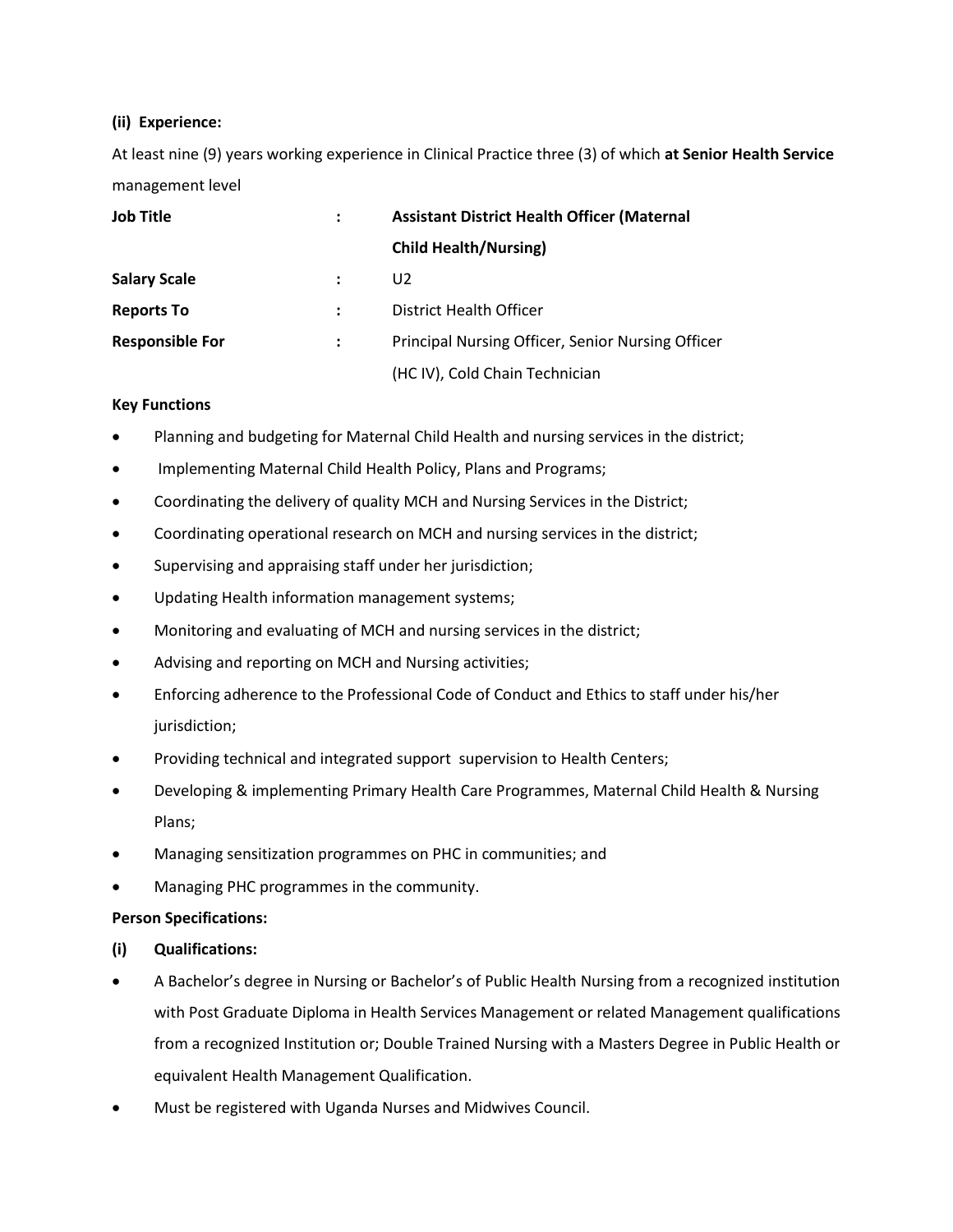**(ii) Experience:**

At least nine (9) years working experience in Clinical Practice three (3) of which **at Senior Health Service** management level

| | | |
|---|---|---|
| **Job Title** | **:** | **Assistant District Health Officer (Maternal Child Health/Nursing)** |
| **Salary Scale** | **:** | U2 |
| **Reports To** | **:** | District Health Officer |
| **Responsible For** | **:** | Principal Nursing Officer, Senior Nursing Officer (HC IV), Cold Chain Technician |

**Key Functions**

- Planning and budgeting for Maternal Child Health and nursing services in the district;
- Implementing Maternal Child Health Policy, Plans and Programs;
- Coordinating the delivery of quality MCH and Nursing Services in the District;
- Coordinating operational research on MCH and nursing services in the district;
- Supervising and appraising staff under her jurisdiction;
- Updating Health information management systems;
- Monitoring and evaluating of MCH and nursing services in the district;
- Advising and reporting on MCH and Nursing activities;
- Enforcing adherence to the Professional Code of Conduct and Ethics to staff under his/her jurisdiction;
- Providing technical and integrated support supervision to Health Centers;
- Developing & implementing Primary Health Care Programmes, Maternal Child Health & Nursing Plans;
- Managing sensitization programmes on PHC in communities; and
- Managing PHC programmes in the community.

**Person Specifications:**

**(i) Qualifications:**

- A Bachelor's degree in Nursing or Bachelor's of Public Health Nursing from a recognized institution with Post Graduate Diploma in Health Services Management or related Management qualifications from a recognized Institution or; Double Trained Nursing with a Masters Degree in Public Health or equivalent Health Management Qualification.
- Must be registered with Uganda Nurses and Midwives Council.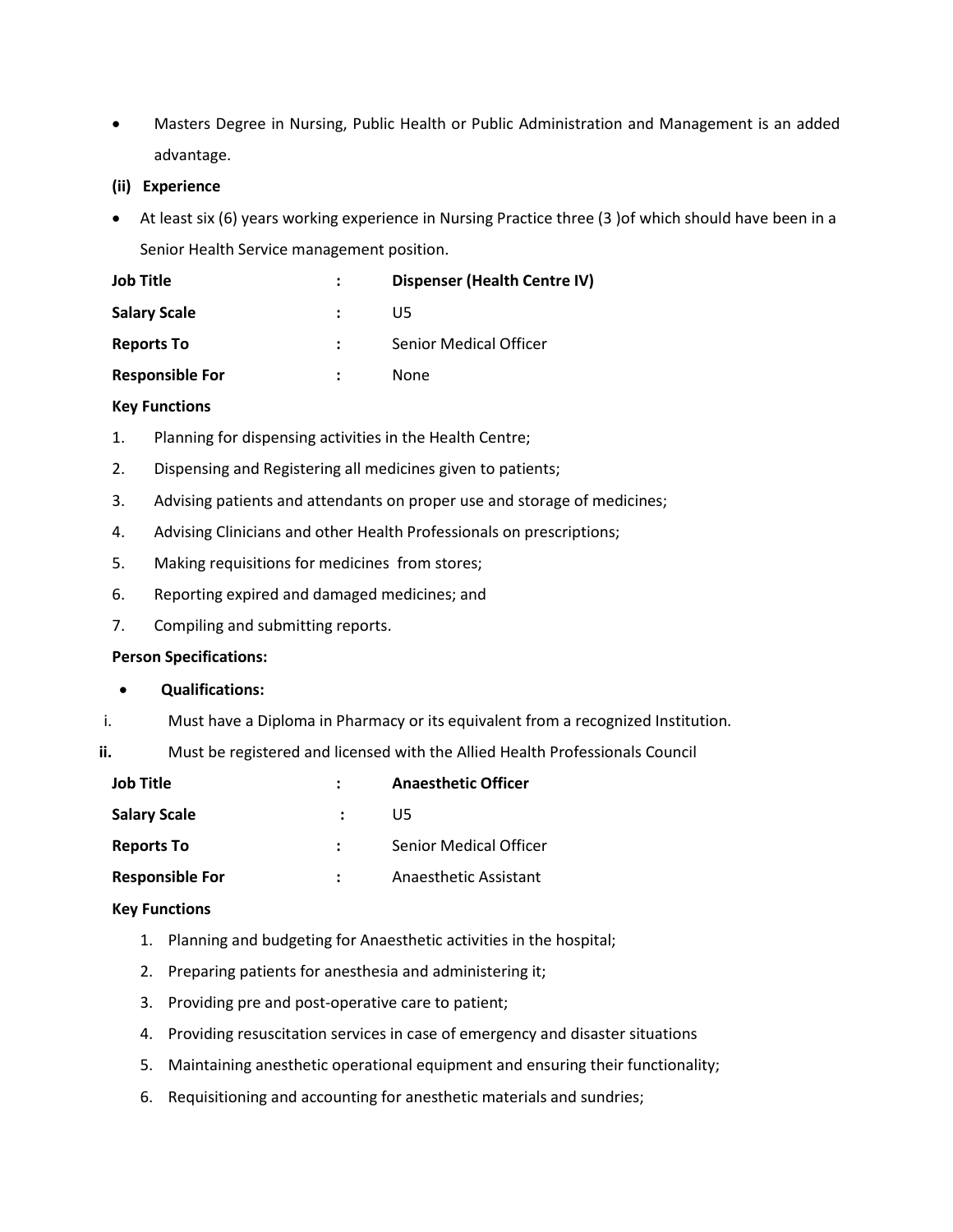- Masters Degree in Nursing, Public Health or Public Administration and Management is an added advantage.

**(ii) Experience**

- At least six (6) years working experience in Nursing Practice three (3 )of which should have been in a Senior Health Service management position.

| | | |
|---|---|---|
| **Job Title** | **:** | **Dispenser (Health Centre IV)** |
| **Salary Scale** | **:** | U5 |
| **Reports To** | **:** | Senior Medical Officer |
| **Responsible For** | **:** | None |

**Key Functions**

1. Planning for dispensing activities in the Health Centre;
2. Dispensing and Registering all medicines given to patients;
3. Advising patients and attendants on proper use and storage of medicines;
4. Advising Clinicians and other Health Professionals on prescriptions;
5. Making requisitions for medicines from stores;
6. Reporting expired and damaged medicines; and
7. Compiling and submitting reports.

**Person Specifications:**

- **Qualifications:**

i. Must have a Diploma in Pharmacy or its equivalent from a recognized Institution.

**ii.** Must be registered and licensed with the Allied Health Professionals Council

| | | |
|---|---|---|
| **Job Title** | **:** | **Anaesthetic Officer** |
| **Salary Scale** | **:** | U5 |
| **Reports To** | **:** | Senior Medical Officer |
| **Responsible For** | **:** | Anaesthetic Assistant |

**Key Functions**

1. Planning and budgeting for Anaesthetic activities in the hospital;
2. Preparing patients for anesthesia and administering it;
3. Providing pre and post-operative care to patient;
4. Providing resuscitation services in case of emergency and disaster situations
5. Maintaining anesthetic operational equipment and ensuring their functionality;
6. Requisitioning and accounting for anesthetic materials and sundries;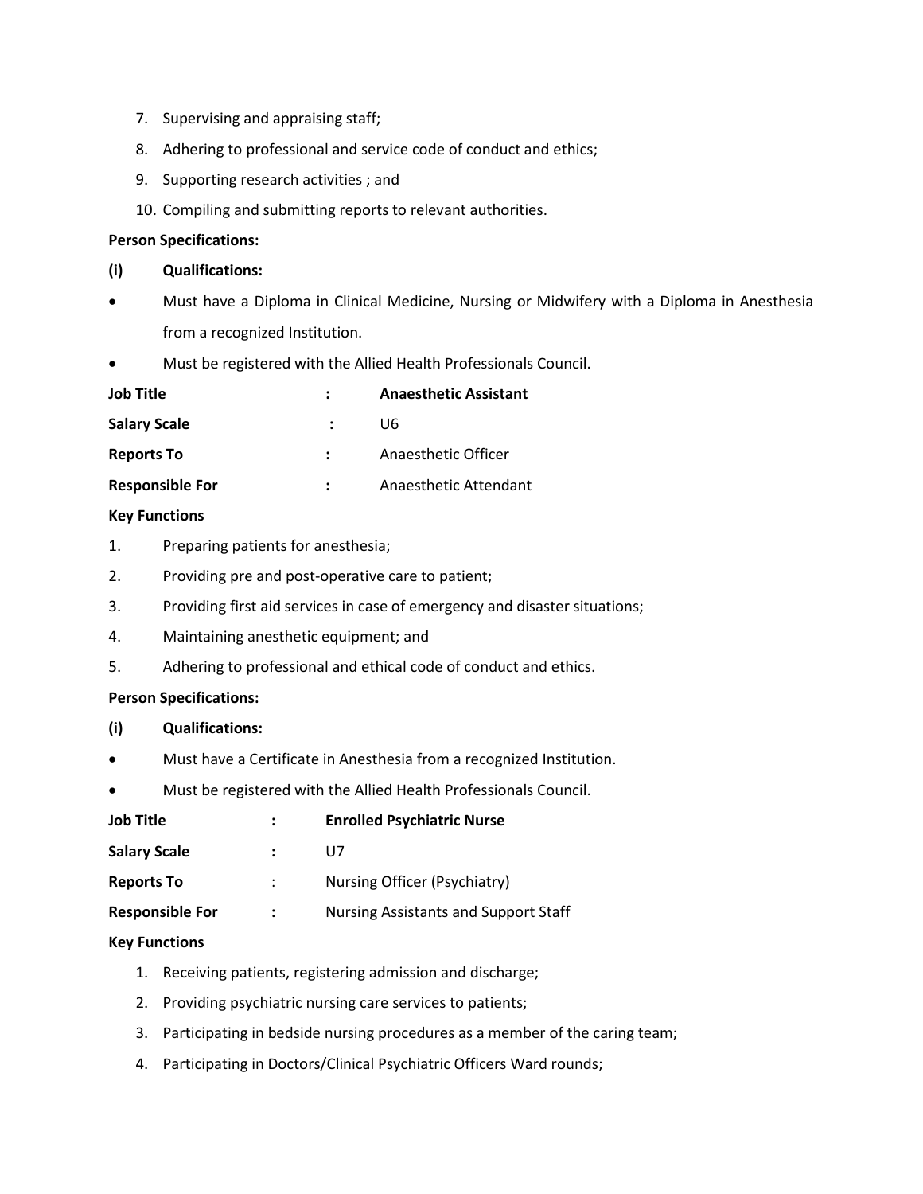7. Supervising and appraising staff;
8. Adhering to professional and service code of conduct and ethics;
9. Supporting research activities ; and
10. Compiling and submitting reports to relevant authorities.

**Person Specifications:**

**(i) Qualifications:**

- Must have a Diploma in Clinical Medicine, Nursing or Midwifery with a Diploma in Anesthesia from a recognized Institution.
- Must be registered with the Allied Health Professionals Council.

| | | |
|---|---|---|
| **Job Title** | **:** | **Anaesthetic Assistant** |
| **Salary Scale** | **:** | U6 |
| **Reports To** | **:** | Anaesthetic Officer |
| **Responsible For** | **:** | Anaesthetic Attendant |

**Key Functions**

1. Preparing patients for anesthesia;
2. Providing pre and post-operative care to patient;
3. Providing first aid services in case of emergency and disaster situations;
4. Maintaining anesthetic equipment; and
5. Adhering to professional and ethical code of conduct and ethics.

**Person Specifications:**

**(i) Qualifications:**

- Must have a Certificate in Anesthesia from a recognized Institution.
- Must be registered with the Allied Health Professionals Council.

| | | |
|---|---|---|
| **Job Title** | **:** | **Enrolled Psychiatric Nurse** |
| **Salary Scale** | **:** | U7 |
| **Reports To** | : | Nursing Officer (Psychiatry) |
| **Responsible For** | **:** | Nursing Assistants and Support Staff |

**Key Functions**

1. Receiving patients, registering admission and discharge;
2. Providing psychiatric nursing care services to patients;
3. Participating in bedside nursing procedures as a member of the caring team;
4. Participating in Doctors/Clinical Psychiatric Officers Ward rounds;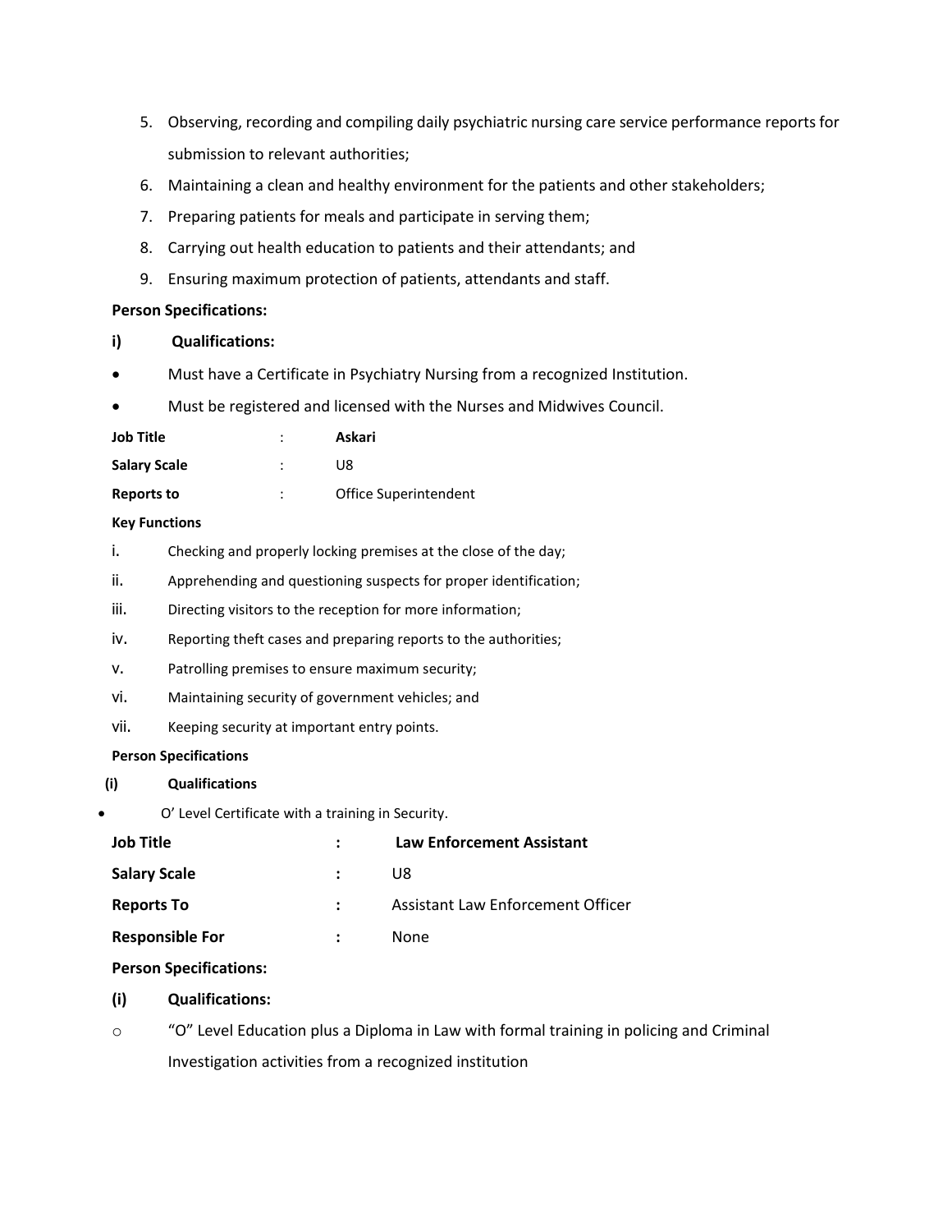5. Observing, recording and compiling daily psychiatric nursing care service performance reports for submission to relevant authorities;
6. Maintaining a clean and healthy environment for the patients and other stakeholders;
7. Preparing patients for meals and participate in serving them;
8. Carrying out health education to patients and their attendants; and
9. Ensuring maximum protection of patients, attendants and staff.

**Person Specifications:**

**i) Qualifications:**

- Must have a Certificate in Psychiatry Nursing from a recognized Institution.
- Must be registered and licensed with the Nurses and Midwives Council.

**Job Title** : **Askari**

**Salary Scale** : U8

**Reports to** : Office Superintendent

**Key Functions**

i. Checking and properly locking premises at the close of the day;
ii. Apprehending and questioning suspects for proper identification;
iii. Directing visitors to the reception for more information;
iv. Reporting theft cases and preparing reports to the authorities;
v. Patrolling premises to ensure maximum security;
vi. Maintaining security of government vehicles; and
vii. Keeping security at important entry points.

**Person Specifications**

**(i) Qualifications**

- O' Level Certificate with a training in Security.

**Job Title** : **Law Enforcement Assistant**

**Salary Scale** : U8

**Reports To** : Assistant Law Enforcement Officer

**Responsible For** : None

**Person Specifications:**

**(i) Qualifications:**

- "O" Level Education plus a Diploma in Law with formal training in policing and Criminal Investigation activities from a recognized institution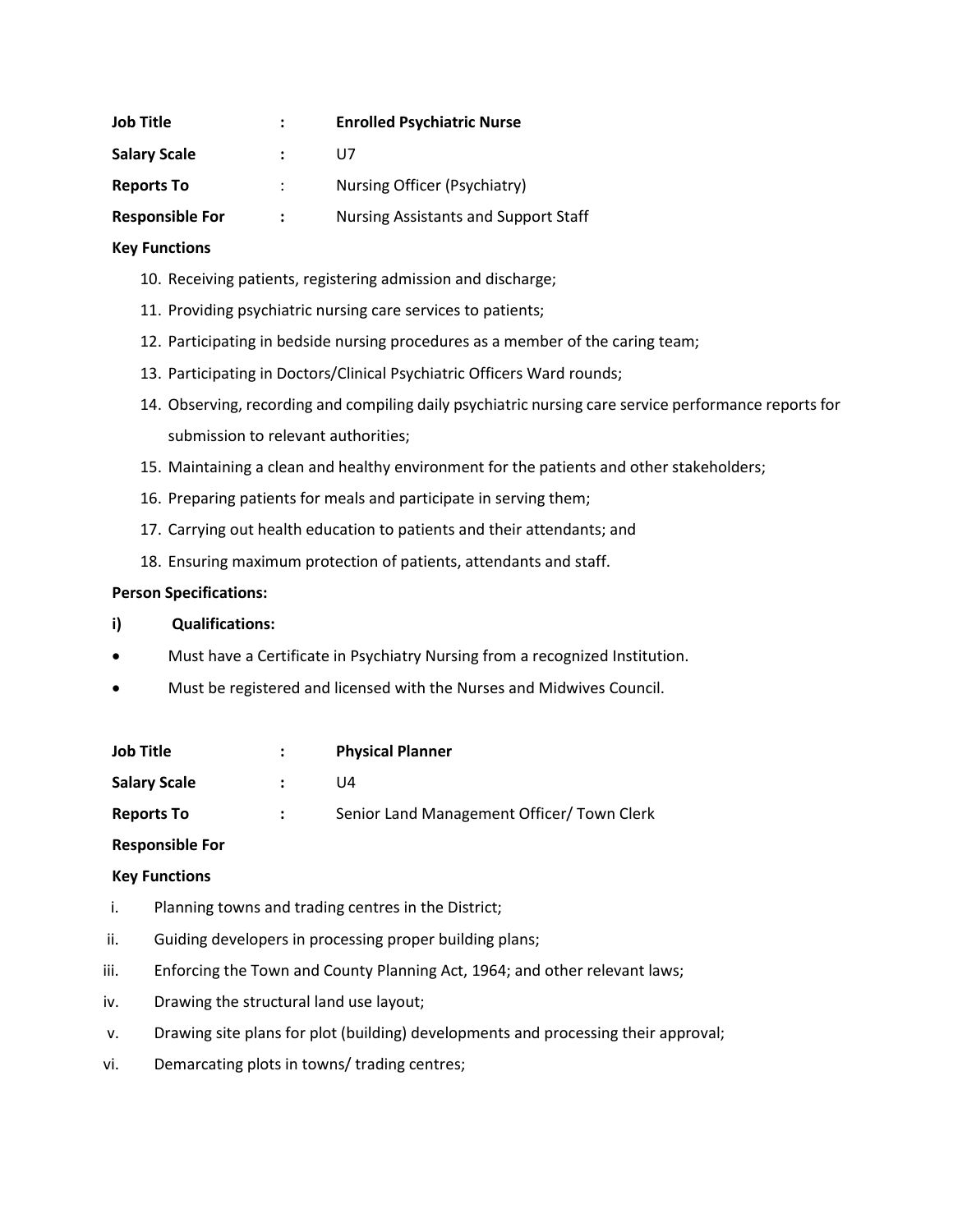**Job Title** : **Enrolled Psychiatric Nurse**

**Salary Scale** : U7

**Reports To** : Nursing Officer (Psychiatry)

**Responsible For** : Nursing Assistants and Support Staff

**Key Functions**

10. Receiving patients, registering admission and discharge;
11. Providing psychiatric nursing care services to patients;
12. Participating in bedside nursing procedures as a member of the caring team;
13. Participating in Doctors/Clinical Psychiatric Officers Ward rounds;
14. Observing, recording and compiling daily psychiatric nursing care service performance reports for submission to relevant authorities;
15. Maintaining a clean and healthy environment for the patients and other stakeholders;
16. Preparing patients for meals and participate in serving them;
17. Carrying out health education to patients and their attendants; and
18. Ensuring maximum protection of patients, attendants and staff.

**Person Specifications:**

**i) Qualifications:**

- Must have a Certificate in Psychiatry Nursing from a recognized Institution.
- Must be registered and licensed with the Nurses and Midwives Council.

**Job Title** : **Physical Planner**

**Salary Scale** : U4

**Reports To** : Senior Land Management Officer/ Town Clerk

**Responsible For**

**Key Functions**

- i. Planning towns and trading centres in the District;
- ii. Guiding developers in processing proper building plans;
- iii. Enforcing the Town and County Planning Act, 1964; and other relevant laws;
- iv. Drawing the structural land use layout;
- v. Drawing site plans for plot (building) developments and processing their approval;
- vi. Demarcating plots in towns/ trading centres;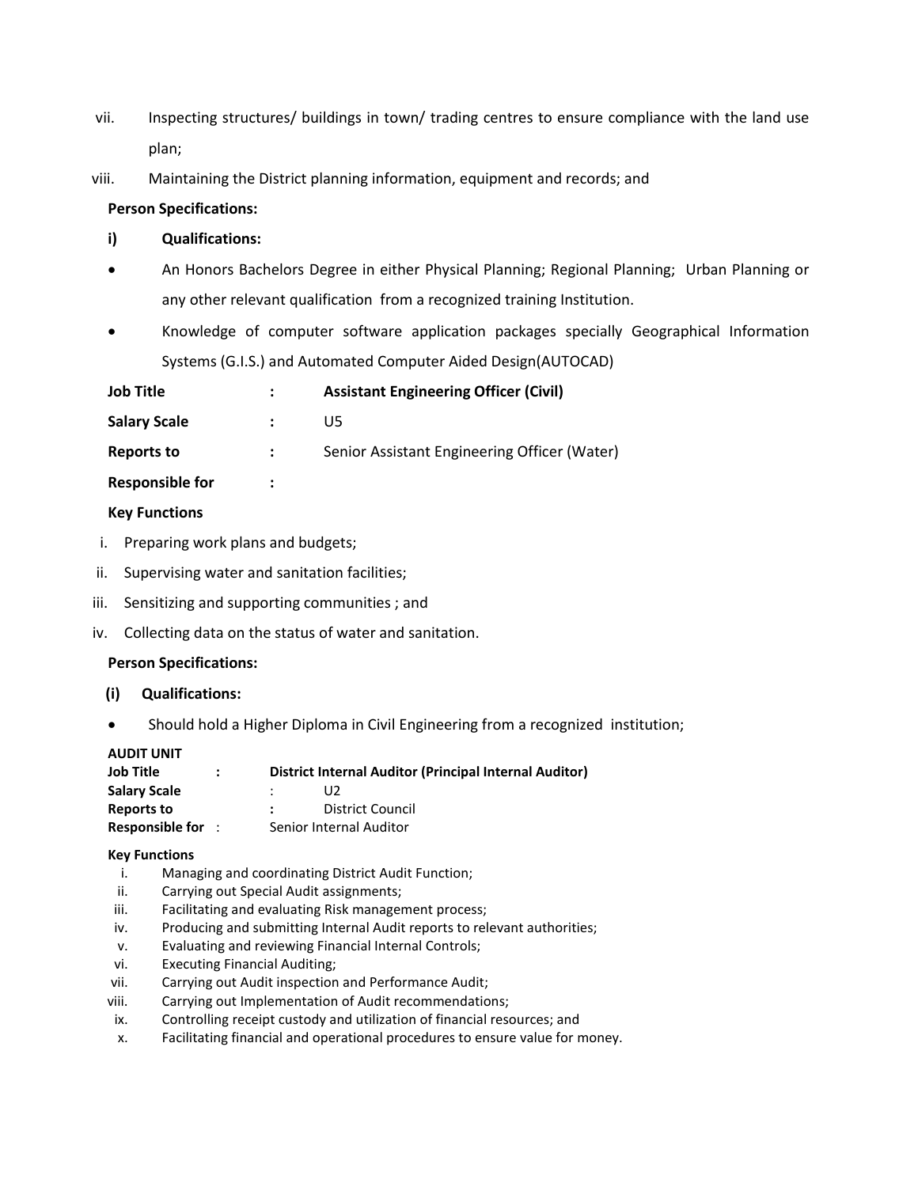vii. Inspecting structures/ buildings in town/ trading centres to ensure compliance with the land use plan;

viii. Maintaining the District planning information, equipment and records; and

**Person Specifications:**

**i) Qualifications:**

- An Honors Bachelors Degree in either Physical Planning; Regional Planning; Urban Planning or any other relevant qualification from a recognized training Institution.
- Knowledge of computer software application packages specially Geographical Information Systems (G.I.S.) and Automated Computer Aided Design(AUTOCAD)

**Job Title** : **Assistant Engineering Officer (Civil)**

**Salary Scale** : U5

**Reports to** : Senior Assistant Engineering Officer (Water)

**Responsible for** :

**Key Functions**

i. Preparing work plans and budgets;
ii. Supervising water and sanitation facilities;
iii. Sensitizing and supporting communities ; and
iv. Collecting data on the status of water and sanitation.

**Person Specifications:**

**(i) Qualifications:**

- Should hold a Higher Diploma in Civil Engineering from a recognized institution;

**AUDIT UNIT**

**Job Title** : **District Internal Auditor (Principal Internal Auditor)**

**Salary Scale** : U2

**Reports to** : District Council

**Responsible for** : Senior Internal Auditor

**Key Functions**

i. Managing and coordinating District Audit Function;
ii. Carrying out Special Audit assignments;
iii. Facilitating and evaluating Risk management process;
iv. Producing and submitting Internal Audit reports to relevant authorities;
v. Evaluating and reviewing Financial Internal Controls;
vi. Executing Financial Auditing;
vii. Carrying out Audit inspection and Performance Audit;
viii. Carrying out Implementation of Audit recommendations;
ix. Controlling receipt custody and utilization of financial resources; and
x. Facilitating financial and operational procedures to ensure value for money.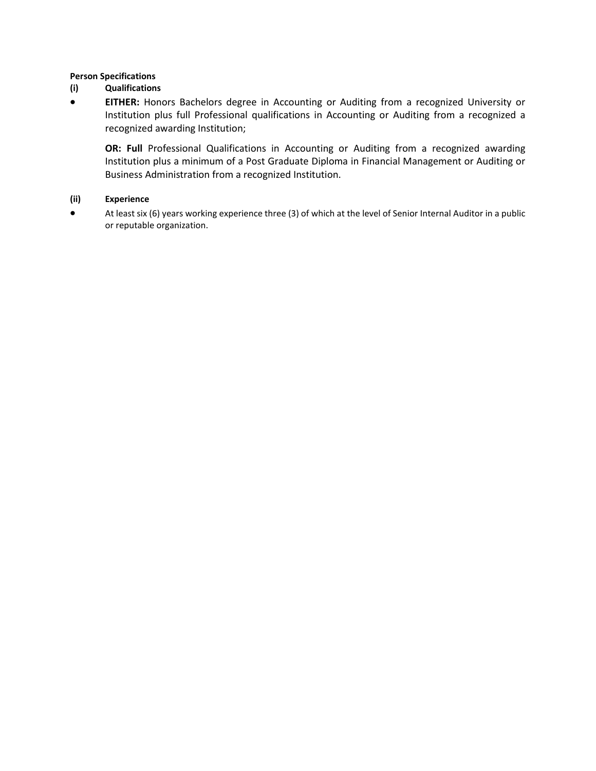**Person Specifications**

**(i) Qualifications**

- **EITHER:** Honors Bachelors degree in Accounting or Auditing from a recognized University or Institution plus full Professional qualifications in Accounting or Auditing from a recognized a recognized awarding Institution;

  **OR: Full** Professional Qualifications in Accounting or Auditing from a recognized awarding Institution plus a minimum of a Post Graduate Diploma in Financial Management or Auditing or Business Administration from a recognized Institution.

**(ii) Experience**

- At least six (6) years working experience three (3) of which at the level of Senior Internal Auditor in a public or reputable organization.